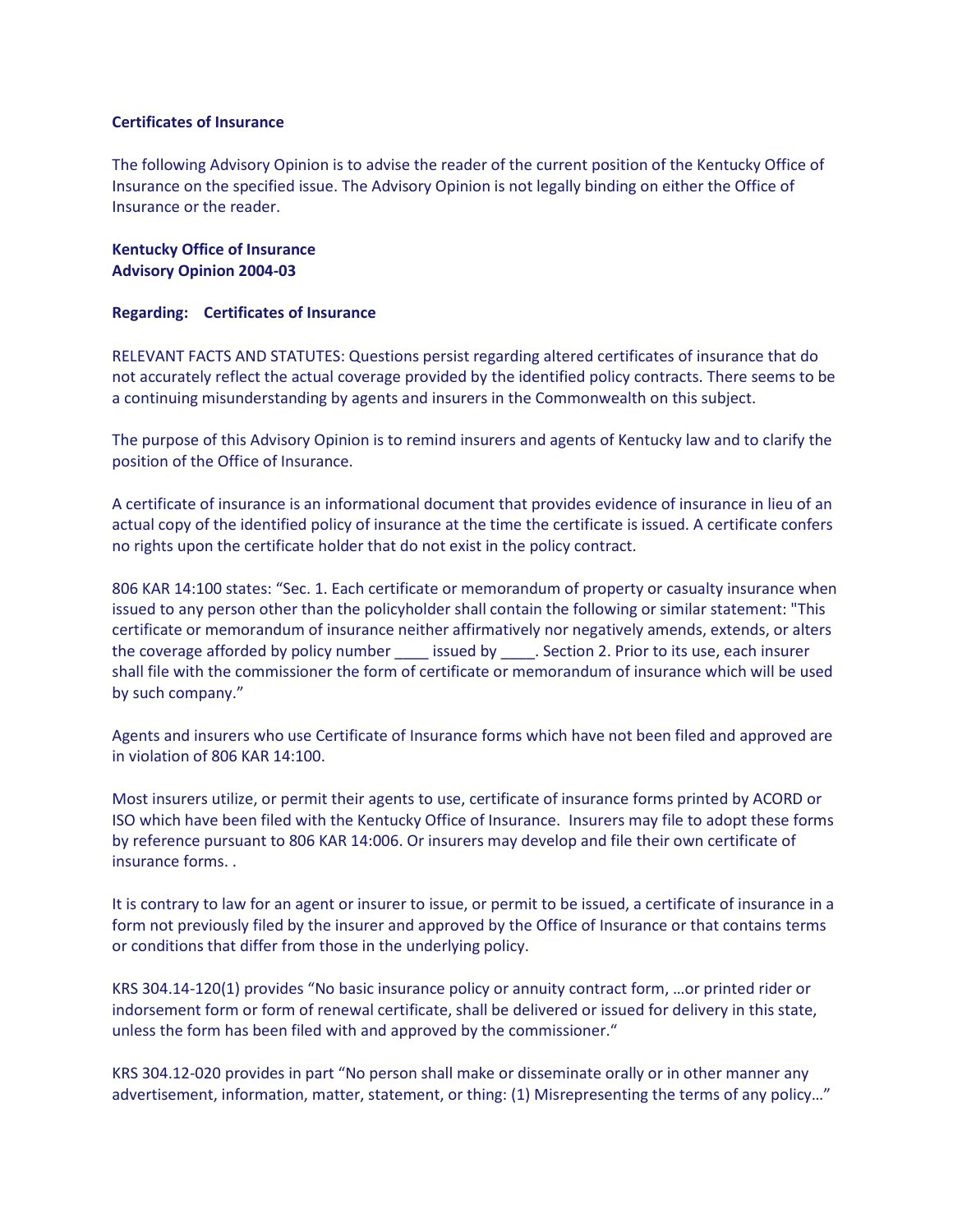**Certificates of Insurance**

The following Advisory Opinion is to advise the reader of the current position of the Kentucky Office of Insurance on the specified issue. The Advisory Opinion is not legally binding on either the Office of Insurance or the reader.

**Kentucky Office of Insurance**
**Advisory Opinion 2004-03**

**Regarding: Certificates of Insurance**

RELEVANT FACTS AND STATUTES: Questions persist regarding altered certificates of insurance that do not accurately reflect the actual coverage provided by the identified policy contracts. There seems to be a continuing misunderstanding by agents and insurers in the Commonwealth on this subject.

The purpose of this Advisory Opinion is to remind insurers and agents of Kentucky law and to clarify the position of the Office of Insurance.

A certificate of insurance is an informational document that provides evidence of insurance in lieu of an actual copy of the identified policy of insurance at the time the certificate is issued. A certificate confers no rights upon the certificate holder that do not exist in the policy contract.

806 KAR 14:100 states: "Sec. 1. Each certificate or memorandum of property or casualty insurance when issued to any person other than the policyholder shall contain the following or similar statement: "This certificate or memorandum of insurance neither affirmatively nor negatively amends, extends, or alters the coverage afforded by policy number ____ issued by ____. Section 2. Prior to its use, each insurer shall file with the commissioner the form of certificate or memorandum of insurance which will be used by such company."

Agents and insurers who use Certificate of Insurance forms which have not been filed and approved are in violation of 806 KAR 14:100.

Most insurers utilize, or permit their agents to use, certificate of insurance forms printed by ACORD or ISO which have been filed with the Kentucky Office of Insurance. Insurers may file to adopt these forms by reference pursuant to 806 KAR 14:006. Or insurers may develop and file their own certificate of insurance forms. .

It is contrary to law for an agent or insurer to issue, or permit to be issued, a certificate of insurance in a form not previously filed by the insurer and approved by the Office of Insurance or that contains terms or conditions that differ from those in the underlying policy.

KRS 304.14-120(1) provides "No basic insurance policy or annuity contract form, …or printed rider or indorsement form or form of renewal certificate, shall be delivered or issued for delivery in this state, unless the form has been filed with and approved by the commissioner."

KRS 304.12-020 provides in part "No person shall make or disseminate orally or in other manner any advertisement, information, matter, statement, or thing: (1) Misrepresenting the terms of any policy…"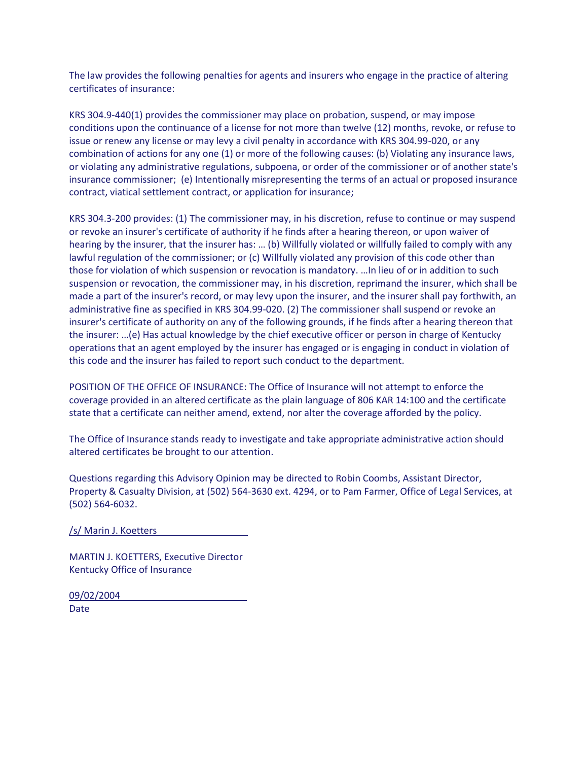The law provides the following penalties for agents and insurers who engage in the practice of altering certificates of insurance:

KRS 304.9-440(1) provides the commissioner may place on probation, suspend, or may impose conditions upon the continuance of a license for not more than twelve (12) months, revoke, or refuse to issue or renew any license or may levy a civil penalty in accordance with KRS 304.99-020, or any combination of actions for any one (1) or more of the following causes: (b) Violating any insurance laws, or violating any administrative regulations, subpoena, or order of the commissioner or of another state's insurance commissioner;  (e) Intentionally misrepresenting the terms of an actual or proposed insurance contract, viatical settlement contract, or application for insurance;

KRS 304.3-200 provides: (1) The commissioner may, in his discretion, refuse to continue or may suspend or revoke an insurer's certificate of authority if he finds after a hearing thereon, or upon waiver of hearing by the insurer, that the insurer has: … (b) Willfully violated or willfully failed to comply with any lawful regulation of the commissioner; or (c) Willfully violated any provision of this code other than those for violation of which suspension or revocation is mandatory. …In lieu of or in addition to such suspension or revocation, the commissioner may, in his discretion, reprimand the insurer, which shall be made a part of the insurer's record, or may levy upon the insurer, and the insurer shall pay forthwith, an administrative fine as specified in KRS 304.99-020. (2) The commissioner shall suspend or revoke an insurer's certificate of authority on any of the following grounds, if he finds after a hearing thereon that the insurer: …(e) Has actual knowledge by the chief executive officer or person in charge of Kentucky operations that an agent employed by the insurer has engaged or is engaging in conduct in violation of this code and the insurer has failed to report such conduct to the department.

POSITION OF THE OFFICE OF INSURANCE: The Office of Insurance will not attempt to enforce the coverage provided in an altered certificate as the plain language of 806 KAR 14:100 and the certificate state that a certificate can neither amend, extend, nor alter the coverage afforded by the policy.

The Office of Insurance stands ready to investigate and take appropriate administrative action should altered certificates be brought to our attention.

Questions regarding this Advisory Opinion may be directed to Robin Coombs, Assistant Director, Property & Casualty Division, at (502) 564-3630 ext. 4294, or to Pam Farmer, Office of Legal Services, at (502) 564-6032.

/s/ Marin J. Koetters

MARTIN J. KOETTERS, Executive Director
Kentucky Office of Insurance

09/02/2004
Date